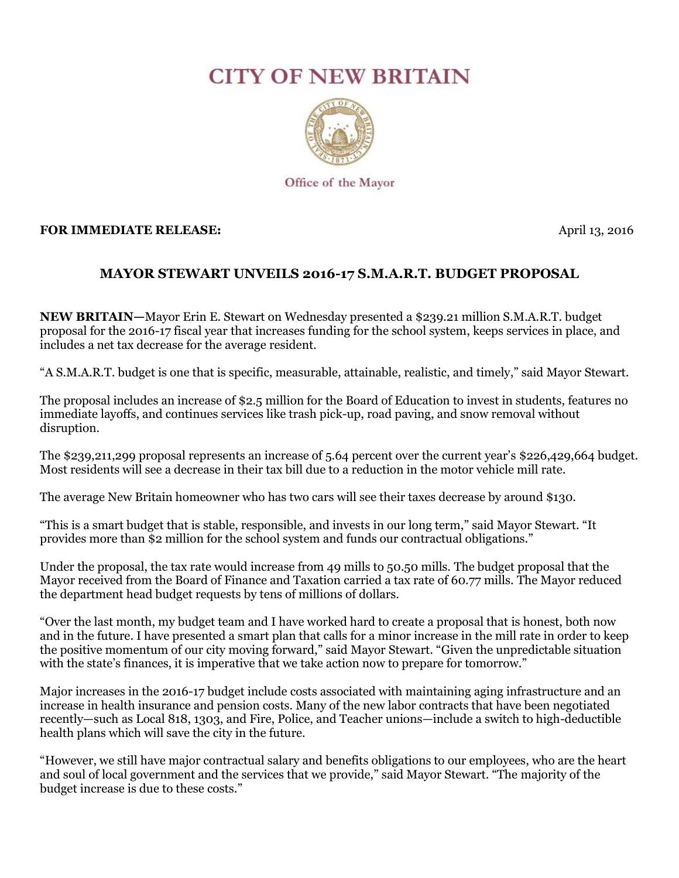# CITY OF NEW BRITAIN

Office of the Mayor

**FOR IMMEDIATE RELEASE:** April 13, 2016

## MAYOR STEWART UNVEILS 2016-17 S.M.A.R.T. BUDGET PROPOSAL

**NEW BRITAIN—**Mayor Erin E. Stewart on Wednesday presented a $239.21 million S.M.A.R.T. budget proposal for the 2016-17 fiscal year that increases funding for the school system, keeps services in place, and includes a net tax decrease for the average resident.

"A S.M.A.R.T. budget is one that is specific, measurable, attainable, realistic, and timely," said Mayor Stewart.

The proposal includes an increase of $2.5 million for the Board of Education to invest in students, features no immediate layoffs, and continues services like trash pick-up, road paving, and snow removal without disruption.

The $239,211,299 proposal represents an increase of 5.64 percent over the current year's $226,429,664 budget. Most residents will see a decrease in their tax bill due to a reduction in the motor vehicle mill rate.

The average New Britain homeowner who has two cars will see their taxes decrease by around $130.

"This is a smart budget that is stable, responsible, and invests in our long term," said Mayor Stewart. "It provides more than $2 million for the school system and funds our contractual obligations."

Under the proposal, the tax rate would increase from 49 mills to 50.50 mills. The budget proposal that the Mayor received from the Board of Finance and Taxation carried a tax rate of 60.77 mills. The Mayor reduced the department head budget requests by tens of millions of dollars.

"Over the last month, my budget team and I have worked hard to create a proposal that is honest, both now and in the future. I have presented a smart plan that calls for a minor increase in the mill rate in order to keep the positive momentum of our city moving forward," said Mayor Stewart. "Given the unpredictable situation with the state's finances, it is imperative that we take action now to prepare for tomorrow."

Major increases in the 2016-17 budget include costs associated with maintaining aging infrastructure and an increase in health insurance and pension costs. Many of the new labor contracts that have been negotiated recently—such as Local 818, 1303, and Fire, Police, and Teacher unions—include a switch to high-deductible health plans which will save the city in the future.

"However, we still have major contractual salary and benefits obligations to our employees, who are the heart and soul of local government and the services that we provide," said Mayor Stewart. "The majority of the budget increase is due to these costs."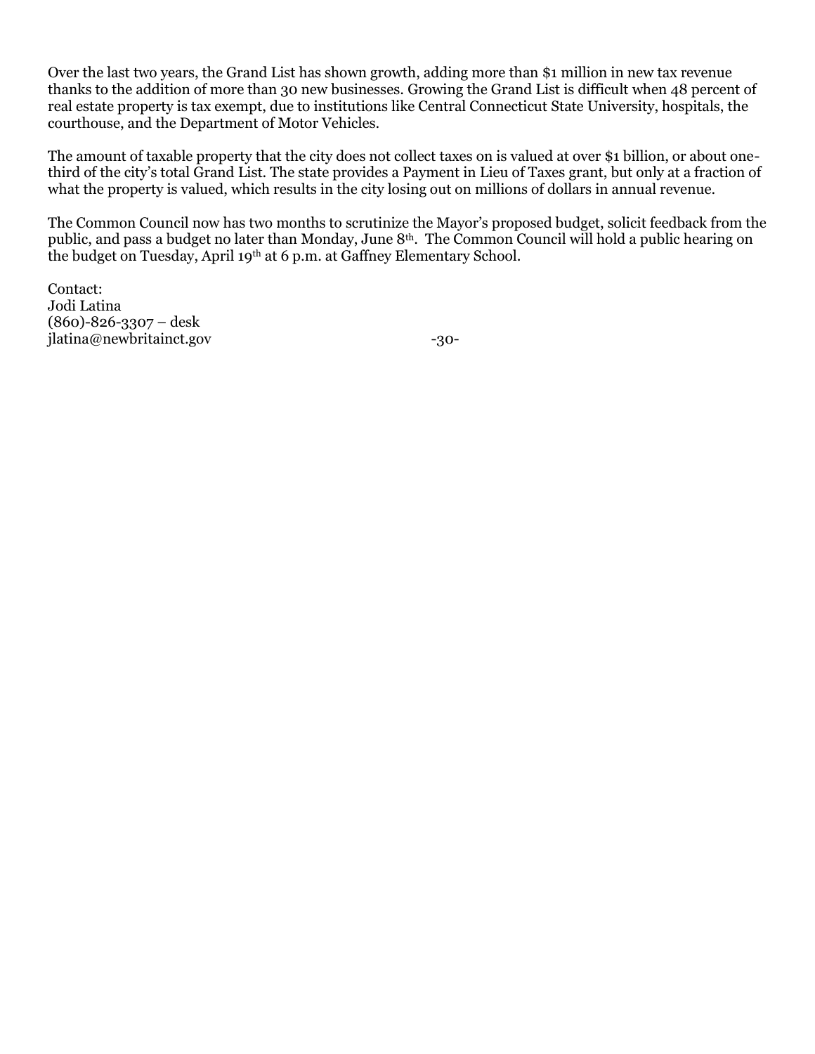Over the last two years, the Grand List has shown growth, adding more than $1 million in new tax revenue thanks to the addition of more than 30 new businesses. Growing the Grand List is difficult when 48 percent of real estate property is tax exempt, due to institutions like Central Connecticut State University, hospitals, the courthouse, and the Department of Motor Vehicles.

The amount of taxable property that the city does not collect taxes on is valued at over $1 billion, or about one-third of the city's total Grand List. The state provides a Payment in Lieu of Taxes grant, but only at a fraction of what the property is valued, which results in the city losing out on millions of dollars in annual revenue.

The Common Council now has two months to scrutinize the Mayor's proposed budget, solicit feedback from the public, and pass a budget no later than Monday, June 8th. The Common Council will hold a public hearing on the budget on Tuesday, April 19th at 6 p.m. at Gaffney Elementary School.

Contact:
Jodi Latina
(860)-826-3307 – desk
jlatina@newbritainct.gov

-30-